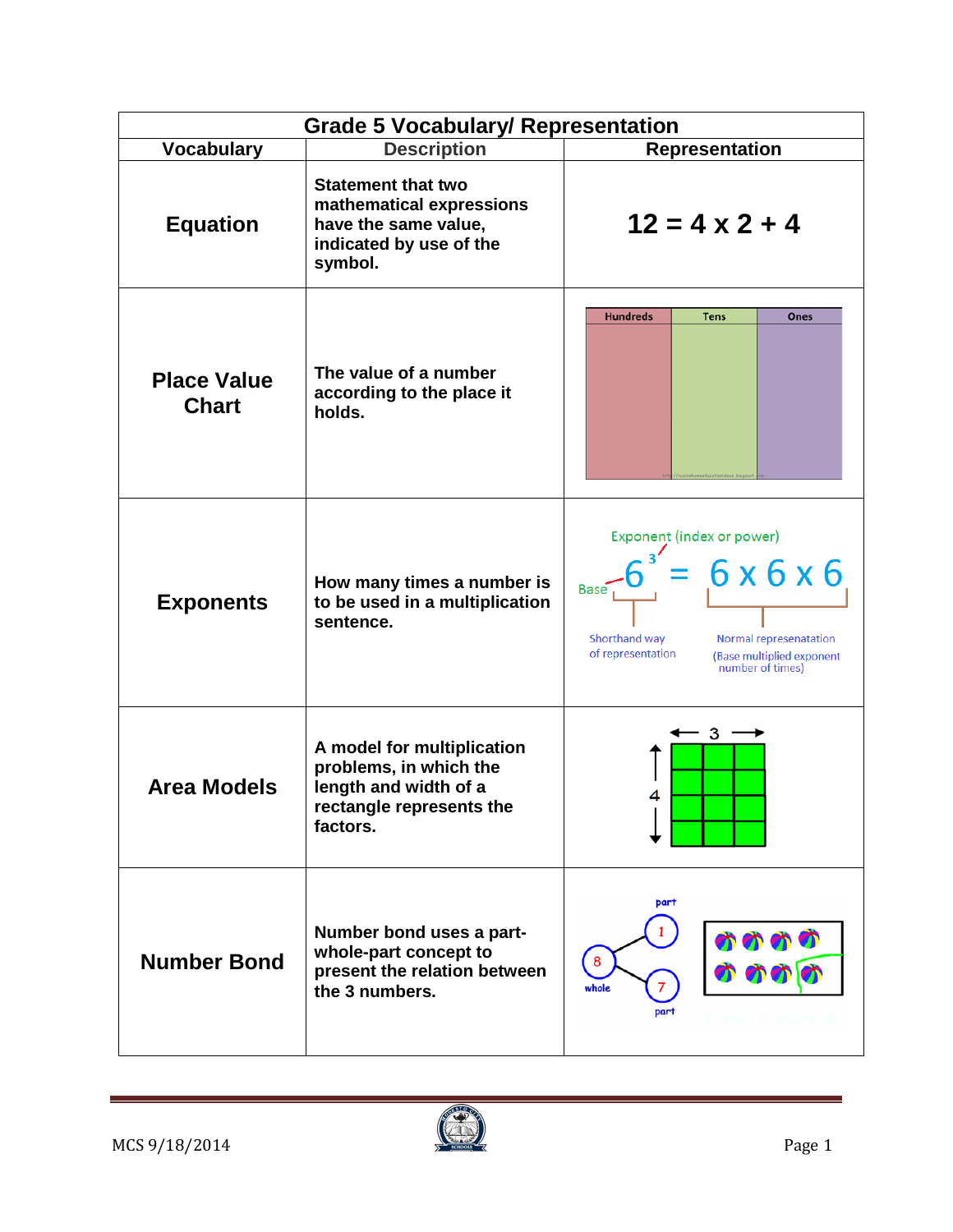# Grade 5 Vocabulary/ Representation

| Vocabulary | Description | Representation |
|---|---|---|
| **Equation** | **Statement that two mathematical expressions have the same value, indicated by use of the symbol.** | **12 = 4 x 2 + 4** |
| **Place Value Chart** | **The value of a number according to the place it holds.** | Hundreds / Tens / Ones |
| **Exponents** | **How many times a number is to be used in a multiplication sentence.** | Exponent (index or power); Base; $6^3 = 6 \times 6 \times 6$; Shorthand way of representation; Normal represenatation (Base multiplied exponent number of times) |
| **Area Models** | **A model for multiplication problems, in which the length and width of a rectangle represents the factors.** | 3; 4 |
| **Number Bond** | **Number bond uses a part-whole-part concept to present the relation between the 3 numbers.** | part 1; whole 8; part 7 |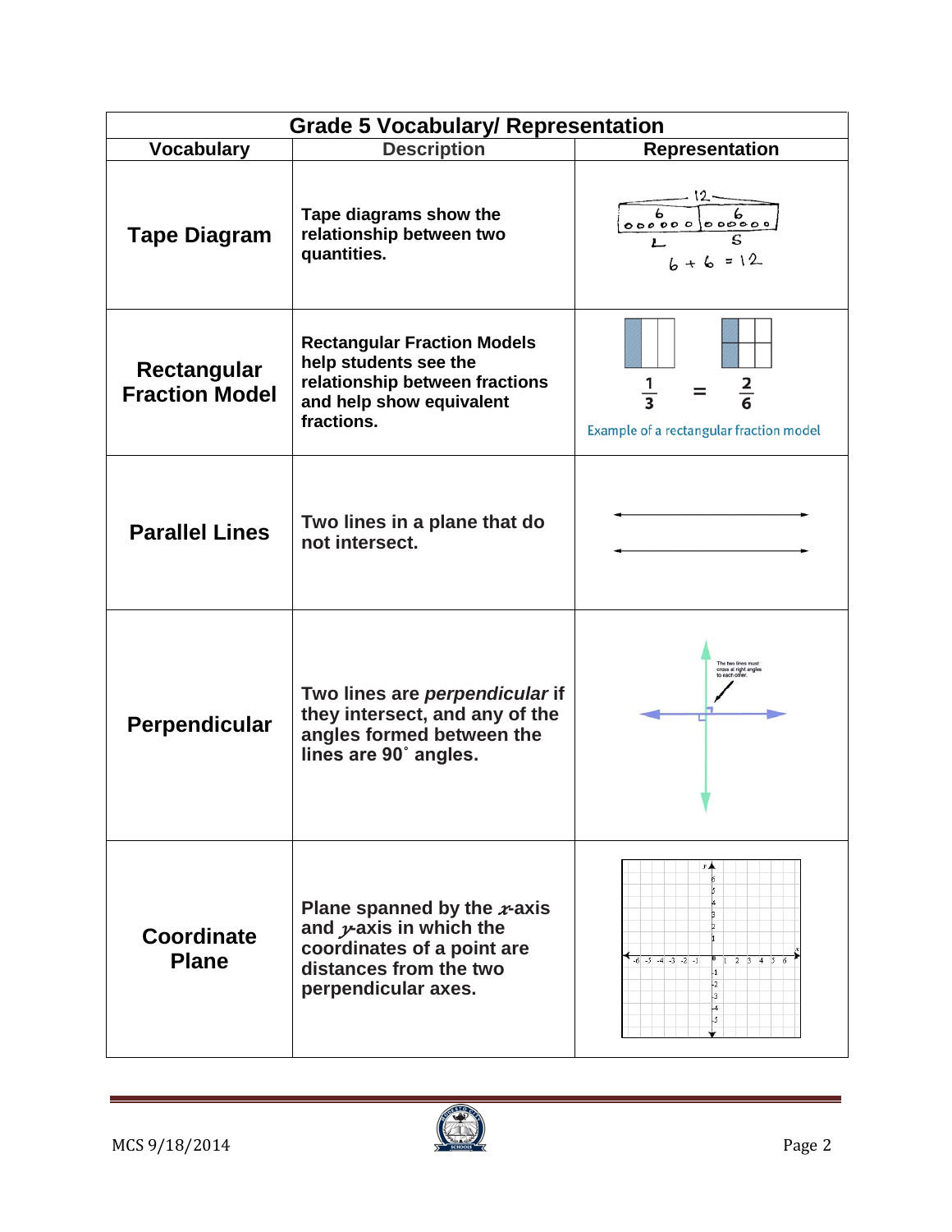| Grade 5 Vocabulary/ Representation | | |
|---|---|---|
| **Vocabulary** | **Description** | **Representation** |
| **Tape Diagram** | **Tape diagrams show the relationship between two quantities.** | 12<br>6 6<br>L S<br>6 + 6 = 12 |
| **Rectangular Fraction Model** | **Rectangular Fraction Models help students see the relationship between fractions and help show equivalent fractions.** | $\frac{1}{3} = \frac{2}{6}$<br>Example of a rectangular fraction model |
| **Parallel Lines** | **Two lines in a plane that do not intersect.** | |
| **Perpendicular** | **Two lines are *perpendicular* if they intersect, and any of the angles formed between the lines are 90˚ angles.** | The two lines must cross at right angles to each other. |
| **Coordinate Plane** | **Plane spanned by the $x$-axis and $y$-axis in which the coordinates of a point are distances from the two perpendicular axes.** | |

MCS 9/18/2014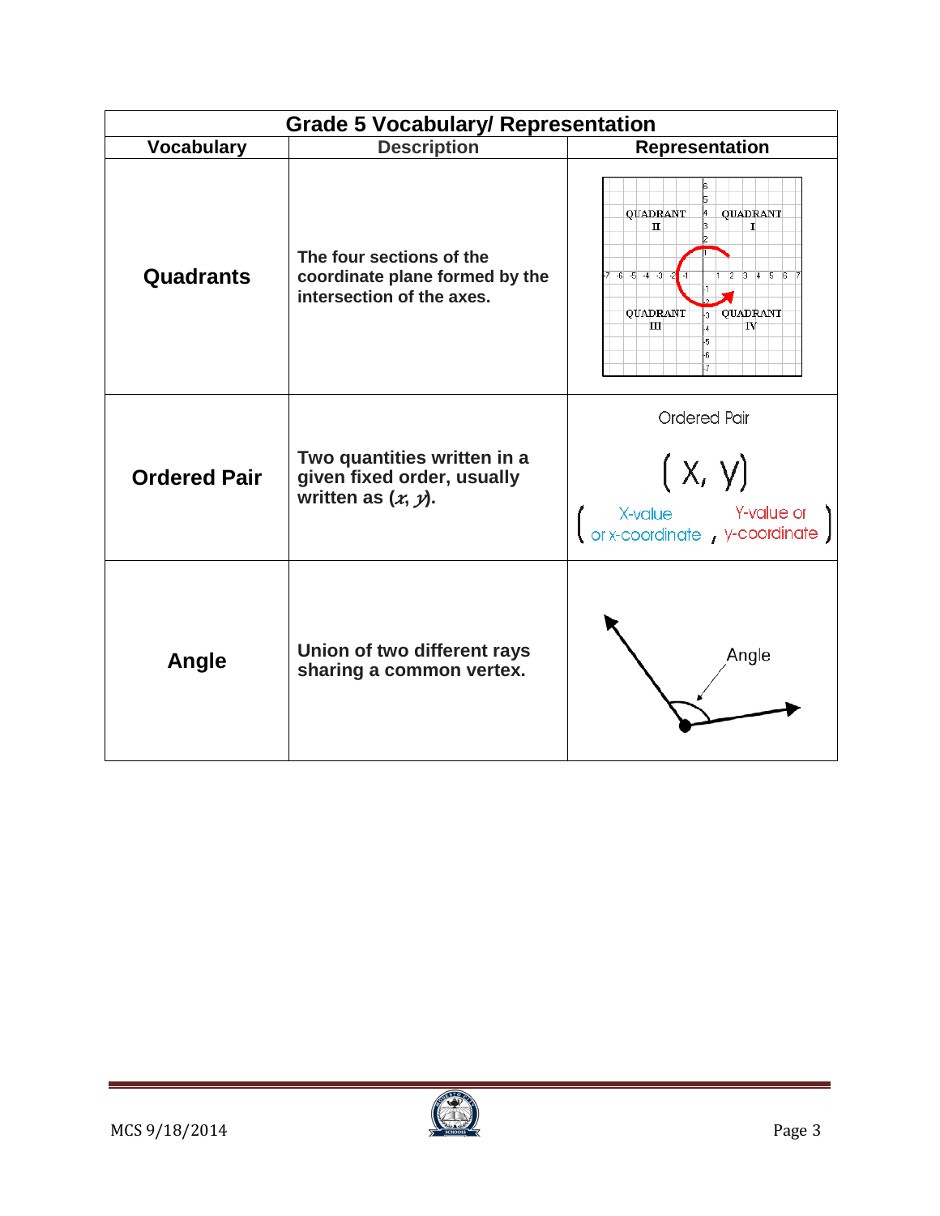| Grade 5 Vocabulary/ Representation | | |
|---|---|---|
| **Vocabulary** | **Description** | **Representation** |
| **Quadrants** | **The four sections of the coordinate plane formed by the intersection of the axes.** | QUADRANT II, QUADRANT I, QUADRANT III, QUADRANT IV |
| **Ordered Pair** | **Two quantities written in a given fixed order, usually written as ($x$, $y$).** | Ordered Pair (X, Y) (X-value or x-coordinate , Y-value or y-coordinate) |
| **Angle** | **Union of two different rays sharing a common vertex.** | Angle |